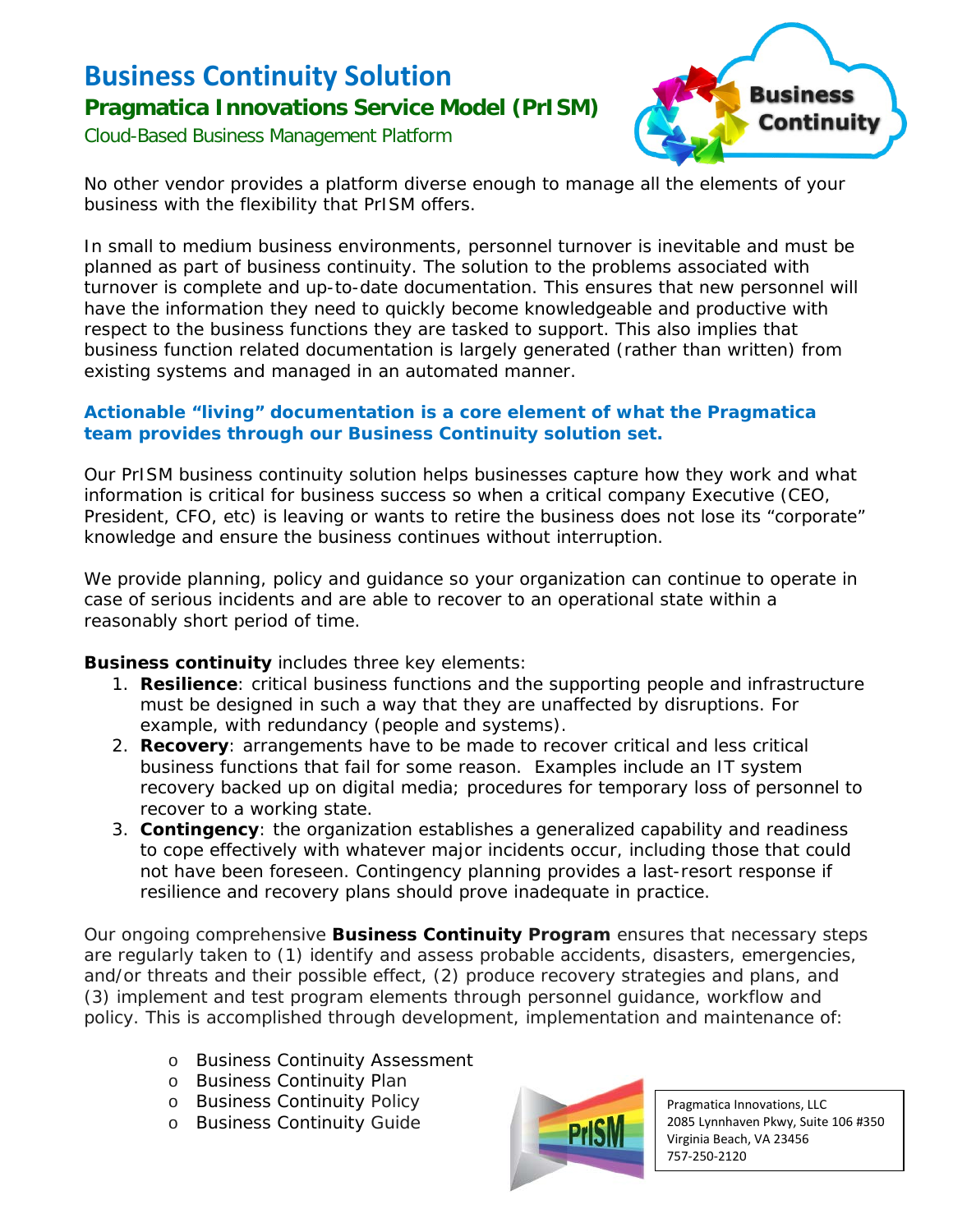# Business Continuity Solution

## Pragmatica Innovations Service Model (PrISM)

Cloud-Based Business Management Platform

No other vendor provides a platform diverse enough to manage all the elements of your business with the flexibility that PrISM offers.

In small to medium business environments, personnel turnover is inevitable and must be planned as part of business continuity. The solution to the problems associated with turnover is complete and up-to-date documentation. This ensures that new personnel will have the information they need to quickly become knowledgeable and productive with respect to the business functions they are tasked to support. This also implies that business function related documentation is largely generated (rather than written) from existing systems and managed in an automated manner.

**Actionable "living" documentation is a core element of what the Pragmatica team provides through our Business Continuity solution set.**

Our PrISM business continuity solution helps businesses capture how they work and what information is critical for business success so when a critical company Executive (CEO, President, CFO, etc) is leaving or wants to retire the business does not lose its "corporate" knowledge and ensure the business continues without interruption.

We provide planning, policy and guidance so your organization can continue to operate in case of serious incidents and are able to recover to an operational state within a reasonably short period of time.

**Business continuity** includes three key elements:

1. **Resilience**: critical business functions and the supporting people and infrastructure must be designed in such a way that they are unaffected by disruptions. For example, with redundancy (people and systems).
2. **Recovery**: arrangements have to be made to recover critical and less critical business functions that fail for some reason. Examples include an IT system recovery backed up on digital media; procedures for temporary loss of personnel to recover to a working state.
3. **Contingency**: the organization establishes a generalized capability and readiness to cope effectively with whatever major incidents occur, including those that could not have been foreseen. Contingency planning provides a last-resort response if resilience and recovery plans should prove inadequate in practice.

Our ongoing comprehensive **Business Continuity Program** ensures that necessary steps are regularly taken to (1) identify and assess probable accidents, disasters, emergencies, and/or threats and their possible effect, (2) produce recovery strategies and plans, and (3) implement and test program elements through personnel guidance, workflow and policy. This is accomplished through development, implementation and maintenance of:

- Business Continuity Assessment
- Business Continuity Plan
- Business Continuity Policy
- Business Continuity Guide

Pragmatica Innovations, LLC
2085 Lynnhaven Pkwy, Suite 106 #350
Virginia Beach, VA 23456
757-250-2120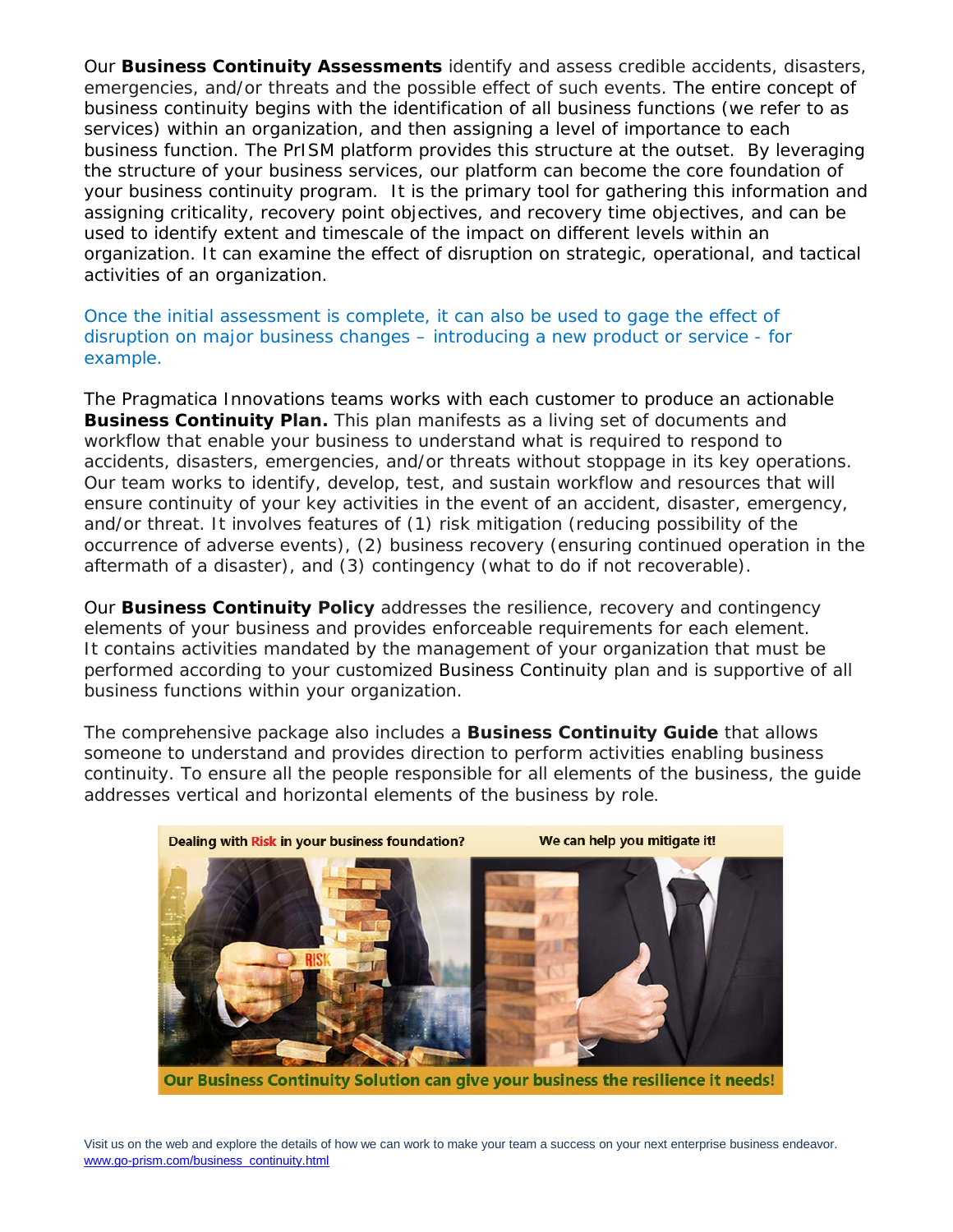Our **Business Continuity Assessments** identify and assess credible accidents, disasters, emergencies, and/or threats and the possible effect of such events. The entire concept of business continuity begins with the identification of all business functions (we refer to as services) within an organization, and then assigning a level of importance to each business function. The PrISM platform provides this structure at the outset. By leveraging the structure of your business services, our platform can become the core foundation of your business continuity program. It is the primary tool for gathering this information and assigning criticality, recovery point objectives, and recovery time objectives, and can be used to identify extent and timescale of the impact on different levels within an organization. It can examine the effect of disruption on strategic, operational, and tactical activities of an organization.

Once the initial assessment is complete, it can also be used to gage the effect of disruption on major business changes – introducing a new product or service - for example.

The Pragmatica Innovations teams works with each customer to produce an actionable **Business Continuity Plan.** This plan manifests as a living set of documents and workflow that enable your business to understand what is required to respond to accidents, disasters, emergencies, and/or threats without stoppage in its key operations. Our team works to identify, develop, test, and sustain workflow and resources that will ensure continuity of your key activities in the event of an accident, disaster, emergency, and/or threat. It involves features of (1) risk mitigation (reducing possibility of the occurrence of adverse events), (2) business recovery (ensuring continued operation in the aftermath of a disaster), and (3) contingency (what to do if not recoverable).

Our **Business Continuity Policy** addresses the resilience, recovery and contingency elements of your business and provides enforceable requirements for each element. It contains activities mandated by the management of your organization that must be performed according to your customized Business Continuity plan and is supportive of all business functions within your organization.

The comprehensive package also includes a **Business Continuity Guide** that allows someone to understand and provides direction to perform activities enabling business continuity. To ensure all the people responsible for all elements of the business, the guide addresses vertical and horizontal elements of the business by role.

Dealing with Risk in your business foundation?

We can help you mitigate it!

Our Business Continuity Solution can give your business the resilience it needs!

Visit us on the web and explore the details of how we can work to make your team a success on your next enterprise business endeavor.
www.go-prism.com/business_continuity.html